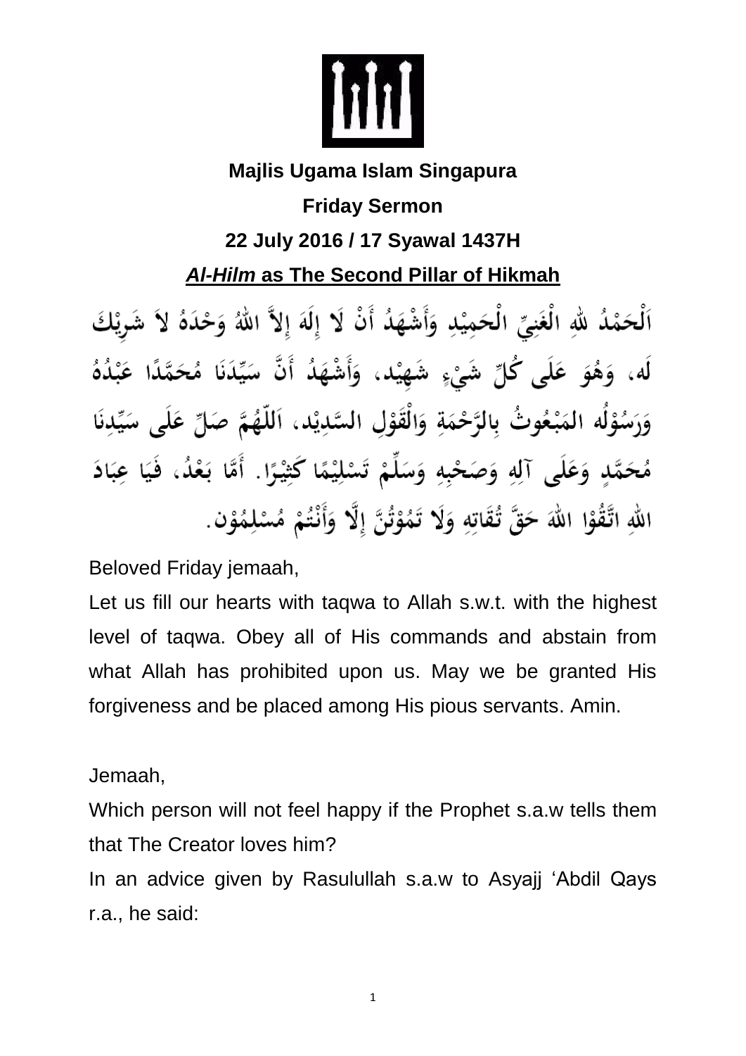**Majlis Ugama Islam Singapura**

**Friday Sermon**

**22 July 2016 / 17 Syawal 1437H**

# *Al-Hilm* as The Second Pillar of Hikmah

اَلْحَمْدُ للهِ الْغَنِيِّ الْحَمِيْدِ وَأَشْهَدُ أَنْ لَا إِلَهَ إِلاَّ اللهُ وَحْدَهُ لاَ شَرِيْكَ لَه، وَهُوَ عَلَى كُلِّ شَيْءٍ شَهِيْد، وَأَشْهَدُ أَنَّ سَيِّدَنَا مُحَمَّدًا عَبْدُهُ وَرَسُوْلُه المَبْعُوثُ بِالرَّحْمَةِ وَالْقَوْلِ السَّدِيْد، اَللّهُمَّ صَلِّ عَلَى سَيِّدِنَا مُحَمَّدٍ وَعَلَى آلِهِ وَصَحْبِهِ وَسَلِّمْ تَسْلِيْمًا كَثِيْرًا. أَمَّا بَعْدُ، فَيَا عِبَادَ اللهِ اتَّقُوْا اللهَ حَقَّ تُقَاتِهِ وَلَا تَمُوْتُنَّ إِلَّا وَأَنْتُمْ مُسْلِمُوْن.

Beloved Friday jemaah,

Let us fill our hearts with taqwa to Allah s.w.t. with the highest level of taqwa. Obey all of His commands and abstain from what Allah has prohibited upon us. May we be granted His forgiveness and be placed among His pious servants. Amin.

Jemaah,

Which person will not feel happy if the Prophet s.a.w tells them that The Creator loves him?

In an advice given by Rasulullah s.a.w to Asyajj 'Abdil Qays r.a., he said: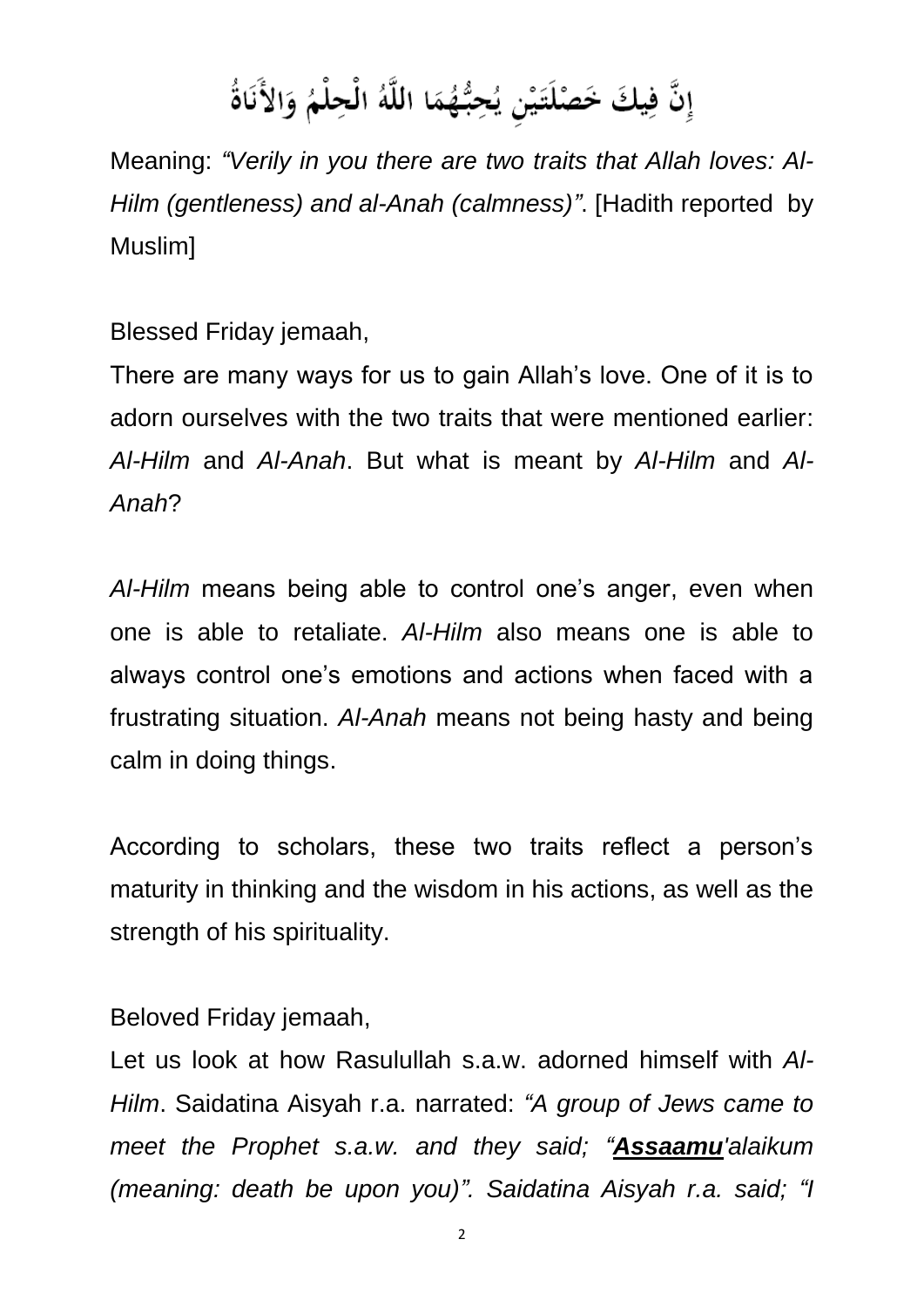إِنَّ فِيكَ خَصْلَتَيْنِ يُحِبُّهُمَا اللَّهُ الْحِلْمُ وَالأَنَاةُ

Meaning: *"Verily in you there are two traits that Allah loves: Al-Hilm (gentleness) and al-Anah (calmness)"*. [Hadith reported by Muslim]

Blessed Friday jemaah,

There are many ways for us to gain Allah's love. One of it is to adorn ourselves with the two traits that were mentioned earlier: *Al-Hilm* and *Al-Anah*. But what is meant by *Al-Hilm* and *Al-Anah*?

*Al-Hilm* means being able to control one's anger, even when one is able to retaliate. *Al-Hilm* also means one is able to always control one's emotions and actions when faced with a frustrating situation. *Al-Anah* means not being hasty and being calm in doing things.

According to scholars, these two traits reflect a person's maturity in thinking and the wisdom in his actions, as well as the strength of his spirituality.

Beloved Friday jemaah,

Let us look at how Rasulullah s.a.w. adorned himself with *Al-Hilm*. Saidatina Aisyah r.a. narrated: *"A group of Jews came to meet the Prophet s.a.w. and they said; "**<u>Assaamu</u>**'alaikum (meaning: death be upon you)". Saidatina Aisyah r.a. said; "I*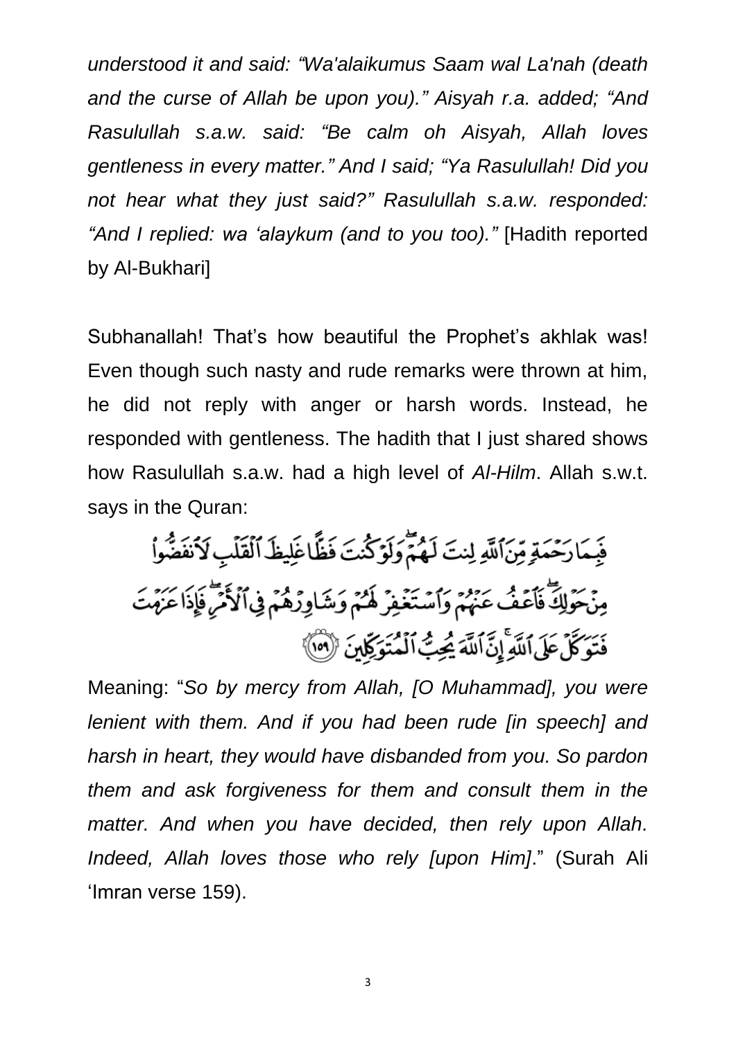*understood it and said: "Wa'alaikumus Saam wal La'nah (death and the curse of Allah be upon you)." Aisyah r.a. added; "And Rasulullah s.a.w. said: "Be calm oh Aisyah, Allah loves gentleness in every matter." And I said; "Ya Rasulullah! Did you not hear what they just said?" Rasulullah s.a.w. responded: "And I replied: wa 'alaykum (and to you too)."* [Hadith reported by Al-Bukhari]

Subhanallah! That's how beautiful the Prophet's akhlak was! Even though such nasty and rude remarks were thrown at him, he did not reply with anger or harsh words. Instead, he responded with gentleness. The hadith that I just shared shows how Rasulullah s.a.w. had a high level of *Al-Hilm*. Allah s.w.t. says in the Quran:

فَبِمَا رَحْمَةٍ مِّنَ ٱللَّهِ لِنتَ لَهُمْ ۖ وَلَوْ كُنتَ فَظًّا غَلِيظَ ٱلْقَلْبِ لَٱنفَضُّوا۟ مِنْ حَوْلِكَ ۖ فَٱعْفُ عَنْهُمْ وَٱسْتَغْفِرْ لَهُمْ وَشَاوِرْهُمْ فِى ٱلْأَمْرِ ۖ فَإِذَا عَزَمْتَ فَتَوَكَّلْ عَلَى ٱللَّهِ ۚ إِنَّ ٱللَّهَ يُحِبُّ ٱلْمُتَوَكِّلِينَ ﴿١٥٩﴾

Meaning: "*So by mercy from Allah, [O Muhammad], you were lenient with them. And if you had been rude [in speech] and harsh in heart, they would have disbanded from you. So pardon them and ask forgiveness for them and consult them in the matter. And when you have decided, then rely upon Allah. Indeed, Allah loves those who rely [upon Him]*." (Surah Ali 'Imran verse 159).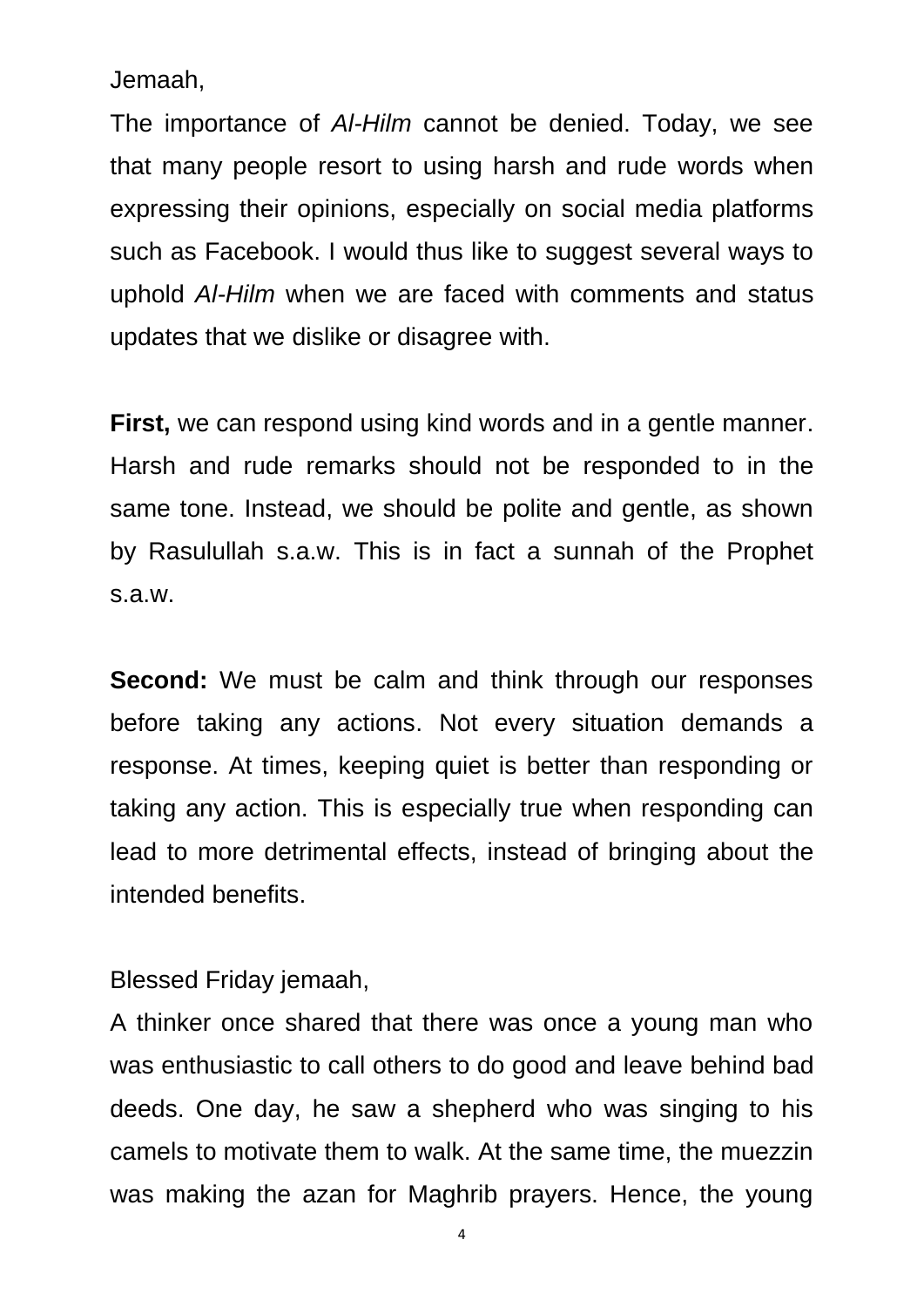Jemaah,

The importance of *Al-Hilm* cannot be denied. Today, we see that many people resort to using harsh and rude words when expressing their opinions, especially on social media platforms such as Facebook. I would thus like to suggest several ways to uphold *Al-Hilm* when we are faced with comments and status updates that we dislike or disagree with.

**First,** we can respond using kind words and in a gentle manner. Harsh and rude remarks should not be responded to in the same tone. Instead, we should be polite and gentle, as shown by Rasulullah s.a.w. This is in fact a sunnah of the Prophet s.a.w.

**Second:** We must be calm and think through our responses before taking any actions. Not every situation demands a response. At times, keeping quiet is better than responding or taking any action. This is especially true when responding can lead to more detrimental effects, instead of bringing about the intended benefits.

Blessed Friday jemaah,

A thinker once shared that there was once a young man who was enthusiastic to call others to do good and leave behind bad deeds. One day, he saw a shepherd who was singing to his camels to motivate them to walk. At the same time, the muezzin was making the azan for Maghrib prayers. Hence, the young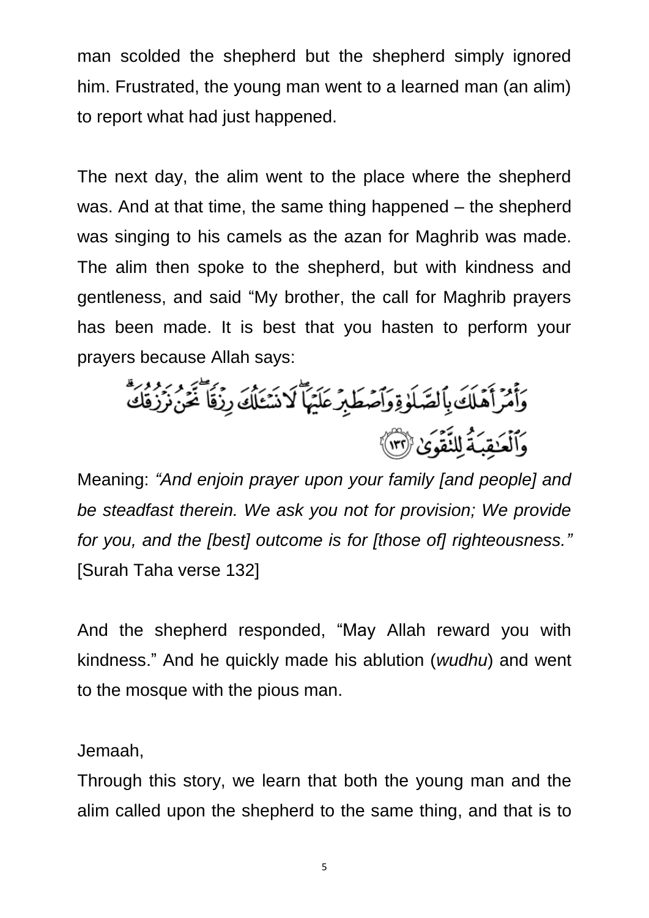man scolded the shepherd but the shepherd simply ignored him. Frustrated, the young man went to a learned man (an alim) to report what had just happened.

The next day, the alim went to the place where the shepherd was. And at that time, the same thing happened – the shepherd was singing to his camels as the azan for Maghrib was made. The alim then spoke to the shepherd, but with kindness and gentleness, and said "My brother, the call for Maghrib prayers has been made. It is best that you hasten to perform your prayers because Allah says:

وَأْمُرْ أَهْلَكَ بِالصَّلَوٰةِ وَاصْطَبِرْ عَلَيْهَا ۖ لَا نَسْأَلُكَ رِزْقًا ۖ نَّحْنُ نَرْزُقُكَ ۗ وَالْعَاقِبَةُ لِلتَّقْوَىٰ ﴿١٣٢﴾

Meaning: *"And enjoin prayer upon your family [and people] and be steadfast therein. We ask you not for provision; We provide for you, and the [best] outcome is for [those of] righteousness."* [Surah Taha verse 132]

And the shepherd responded, "May Allah reward you with kindness." And he quickly made his ablution (*wudhu*) and went to the mosque with the pious man.

Jemaah,

Through this story, we learn that both the young man and the alim called upon the shepherd to the same thing, and that is to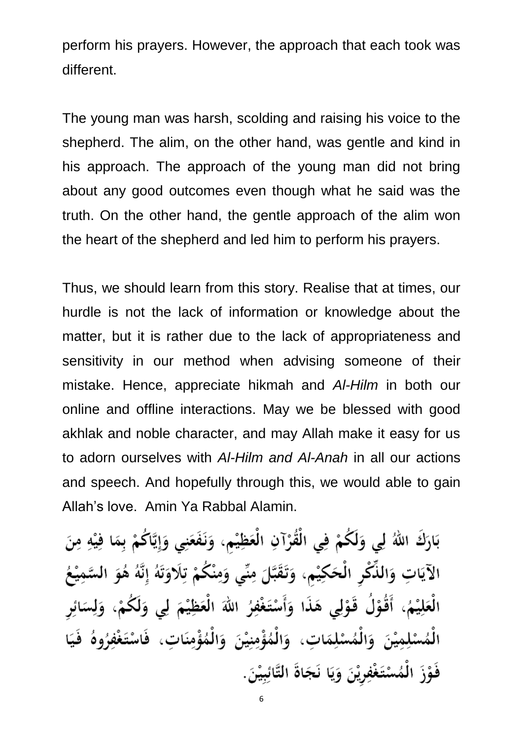perform his prayers. However, the approach that each took was different.

The young man was harsh, scolding and raising his voice to the shepherd. The alim, on the other hand, was gentle and kind in his approach. The approach of the young man did not bring about any good outcomes even though what he said was the truth. On the other hand, the gentle approach of the alim won the heart of the shepherd and led him to perform his prayers.

Thus, we should learn from this story. Realise that at times, our hurdle is not the lack of information or knowledge about the matter, but it is rather due to the lack of appropriateness and sensitivity in our method when advising someone of their mistake. Hence, appreciate hikmah and *Al-Hilm* in both our online and offline interactions. May we be blessed with good akhlak and noble character, and may Allah make it easy for us to adorn ourselves with *Al-Hilm and Al-Anah* in all our actions and speech. And hopefully through this, we would able to gain Allah's love. Amin Ya Rabbal Alamin.

بَارَكَ اللهُ لِي وَلَكُمْ فِي الْقُرْآنِ الْعَظِيْمِ، وَنَفَعَنِي وَإِيَّاكُمْ بِمَا فِيْهِ مِنَ الآيَاتِ وَالذِّكْرِ الْحَكِيْمِ، وَتَقَبَّلَ مِنِّي وَمِنْكُمْ تِلَاوَتَهُ إِنَّهُ هُوَ السَّمِيْعُ الْعَلِيْمُ، أَقُوْلُ قَوْلِي هَذَا وَأَسْتَغْفِرُ اللهَ الْعَظِيْمَ لِي وَلَكُمْ، وَلِسَائِرِ الْمُسْلِمِيْنَ وَالْمُسْلِمَاتِ، وَالْمُؤْمِنِيْنَ وَالْمُؤْمِنَاتِ، فَاسْتَغْفِرُوهُ فَيَا فَوْزَ الْمُسْتَغْفِرِيْنَ وَيَا نَجَاةَ التَّائِبِيْنَ.